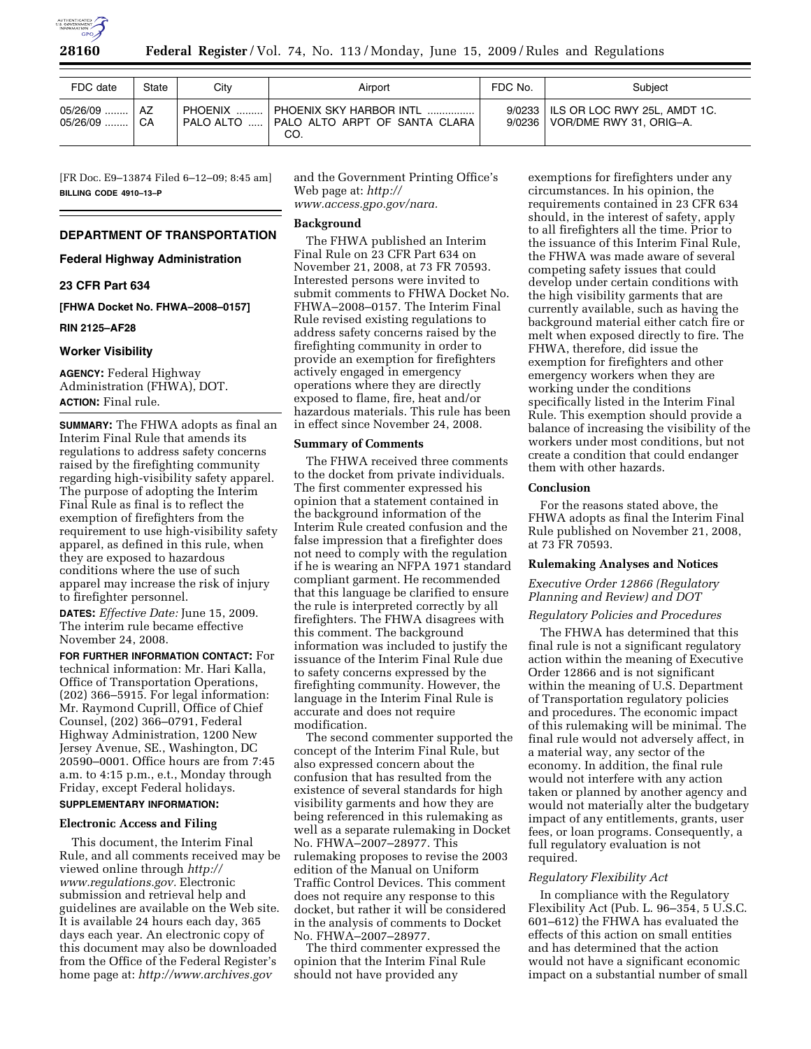| FDC date | State | City | Airport | FDC No. | Subject |
| --- | --- | --- | --- | --- | --- |
| 05/26/09 ........ | AZ | PHOENIX .......... | PHOENIX SKY HARBOR INTL ................ | 9/0233 | ILS OR LOC RWY 25L, AMDT 1C. |
| 05/26/09 ........ | CA | PALO ALTO ..... | PALO ALTO ARPT OF SANTA CLARA CO. | 9/0236 | VOR/DME RWY 31, ORIG–A. |

[FR Doc. E9–13874 Filed 6–12–09; 8:45 am]

**BILLING CODE 4910–13–P**

## DEPARTMENT OF TRANSPORTATION

### Federal Highway Administration

### 23 CFR Part 634

**[FHWA Docket No. FHWA–2008–0157]**

**RIN 2125–AF28**

### Worker Visibility

**AGENCY:** Federal Highway Administration (FHWA), DOT.

**ACTION:** Final rule.

**SUMMARY:** The FHWA adopts as final an Interim Final Rule that amends its regulations to address safety concerns raised by the firefighting community regarding high-visibility safety apparel. The purpose of adopting the Interim Final Rule as final is to reflect the exemption of firefighters from the requirement to use high-visibility safety apparel, as defined in this rule, when they are exposed to hazardous conditions where the use of such apparel may increase the risk of injury to firefighter personnel.

**DATES:** *Effective Date:* June 15, 2009. The interim rule became effective November 24, 2008.

**FOR FURTHER INFORMATION CONTACT:** For technical information: Mr. Hari Kalla, Office of Transportation Operations, (202) 366–5915. For legal information: Mr. Raymond Cuprill, Office of Chief Counsel, (202) 366–0791, Federal Highway Administration, 1200 New Jersey Avenue, SE., Washington, DC 20590–0001. Office hours are from 7:45 a.m. to 4:15 p.m., e.t., Monday through Friday, except Federal holidays.

**SUPPLEMENTARY INFORMATION:**

**Electronic Access and Filing**

This document, the Interim Final Rule, and all comments received may be viewed online through *http://www.regulations.gov*. Electronic submission and retrieval help and guidelines are available on the Web site. It is available 24 hours each day, 365 days each year. An electronic copy of this document may also be downloaded from the Office of the Federal Register's home page at: *http://www.archives.gov* and the Government Printing Office's Web page at: *http://www.access.gpo.gov/nara.*

**Background**

The FHWA published an Interim Final Rule on 23 CFR Part 634 on November 21, 2008, at 73 FR 70593. Interested persons were invited to submit comments to FHWA Docket No. FHWA–2008–0157. The Interim Final Rule revised existing regulations to address safety concerns raised by the firefighting community in order to provide an exemption for firefighters actively engaged in emergency operations where they are directly exposed to flame, fire, heat and/or hazardous materials. This rule has been in effect since November 24, 2008.

**Summary of Comments**

The FHWA received three comments to the docket from private individuals. The first commenter expressed his opinion that a statement contained in the background information of the Interim Rule created confusion and the false impression that a firefighter does not need to comply with the regulation if he is wearing an NFPA 1971 standard compliant garment. He recommended that this language be clarified to ensure the rule is interpreted correctly by all firefighters. The FHWA disagrees with this comment. The background information was included to justify the issuance of the Interim Final Rule due to safety concerns expressed by the firefighting community. However, the language in the Interim Final Rule is accurate and does not require modification.

The second commenter supported the concept of the Interim Final Rule, but also expressed concern about the confusion that has resulted from the existence of several standards for high visibility garments and how they are being referenced in this rulemaking as well as a separate rulemaking in Docket No. FHWA–2007–28977. This rulemaking proposes to revise the 2003 edition of the Manual on Uniform Traffic Control Devices. This comment does not require any response to this docket, but rather it will be considered in the analysis of comments to Docket No. FHWA–2007–28977.

The third commenter expressed the opinion that the Interim Final Rule should not have provided any exemptions for firefighters under any circumstances. In his opinion, the requirements contained in 23 CFR 634 should, in the interest of safety, apply to all firefighters all the time. Prior to the issuance of this Interim Final Rule, the FHWA was made aware of several competing safety issues that could develop under certain conditions with the high visibility garments that are currently available, such as having the background material either catch fire or melt when exposed directly to fire. The FHWA, therefore, did issue the exemption for firefighters and other emergency workers when they are working under the conditions specifically listed in the Interim Final Rule. This exemption should provide a balance of increasing the visibility of the workers under most conditions, but not create a condition that could endanger them with other hazards.

**Conclusion**

For the reasons stated above, the FHWA adopts as final the Interim Final Rule published on November 21, 2008, at 73 FR 70593.

**Rulemaking Analyses and Notices**

*Executive Order 12866 (Regulatory Planning and Review) and DOT Regulatory Policies and Procedures*

The FHWA has determined that this final rule is not a significant regulatory action within the meaning of Executive Order 12866 and is not significant within the meaning of U.S. Department of Transportation regulatory policies and procedures. The economic impact of this rulemaking will be minimal. The final rule would not adversely affect, in a material way, any sector of the economy. In addition, the final rule would not interfere with any action taken or planned by another agency and would not materially alter the budgetary impact of any entitlements, grants, user fees, or loan programs. Consequently, a full regulatory evaluation is not required.

*Regulatory Flexibility Act*

In compliance with the Regulatory Flexibility Act (Pub. L. 96–354, 5 U.S.C. 601–612) the FHWA has evaluated the effects of this action on small entities and has determined that the action would not have a significant economic impact on a substantial number of small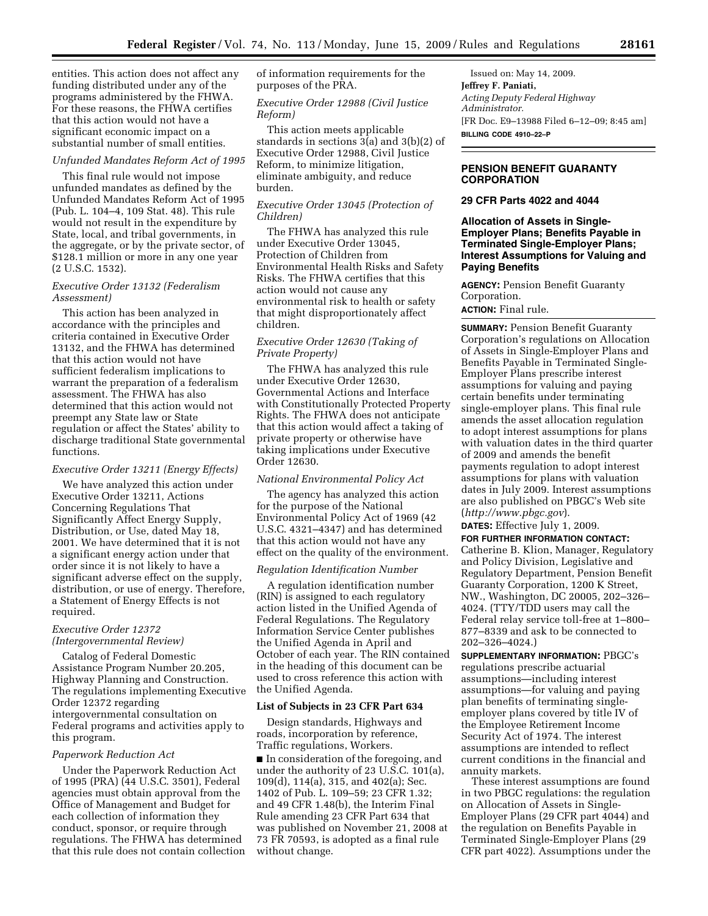entities. This action does not affect any funding distributed under any of the programs administered by the FHWA. For these reasons, the FHWA certifies that this action would not have a significant economic impact on a substantial number of small entities.

*Unfunded Mandates Reform Act of 1995*

This final rule would not impose unfunded mandates as defined by the Unfunded Mandates Reform Act of 1995 (Pub. L. 104–4, 109 Stat. 48). This rule would not result in the expenditure by State, local, and tribal governments, in the aggregate, or by the private sector, of $128.1 million or more in any one year (2 U.S.C. 1532).

*Executive Order 13132 (Federalism Assessment)*

This action has been analyzed in accordance with the principles and criteria contained in Executive Order 13132, and the FHWA has determined that this action would not have sufficient federalism implications to warrant the preparation of a federalism assessment. The FHWA has also determined that this action would not preempt any State law or State regulation or affect the States' ability to discharge traditional State governmental functions.

*Executive Order 13211 (Energy Effects)*

We have analyzed this action under Executive Order 13211, Actions Concerning Regulations That Significantly Affect Energy Supply, Distribution, or Use, dated May 18, 2001. We have determined that it is not a significant energy action under that order since it is not likely to have a significant adverse effect on the supply, distribution, or use of energy. Therefore, a Statement of Energy Effects is not required.

*Executive Order 12372 (Intergovernmental Review)*

Catalog of Federal Domestic Assistance Program Number 20.205, Highway Planning and Construction. The regulations implementing Executive Order 12372 regarding intergovernmental consultation on Federal programs and activities apply to this program.

*Paperwork Reduction Act*

Under the Paperwork Reduction Act of 1995 (PRA) (44 U.S.C. 3501), Federal agencies must obtain approval from the Office of Management and Budget for each collection of information they conduct, sponsor, or require through regulations. The FHWA has determined that this rule does not contain collection of information requirements for the purposes of the PRA.

*Executive Order 12988 (Civil Justice Reform)*

This action meets applicable standards in sections 3(a) and 3(b)(2) of Executive Order 12988, Civil Justice Reform, to minimize litigation, eliminate ambiguity, and reduce burden.

*Executive Order 13045 (Protection of Children)*

The FHWA has analyzed this rule under Executive Order 13045, Protection of Children from Environmental Health Risks and Safety Risks. The FHWA certifies that this action would not cause any environmental risk to health or safety that might disproportionately affect children.

*Executive Order 12630 (Taking of Private Property)*

The FHWA has analyzed this rule under Executive Order 12630, Governmental Actions and Interface with Constitutionally Protected Property Rights. The FHWA does not anticipate that this action would affect a taking of private property or otherwise have taking implications under Executive Order 12630.

*National Environmental Policy Act*

The agency has analyzed this action for the purpose of the National Environmental Policy Act of 1969 (42 U.S.C. 4321–4347) and has determined that this action would not have any effect on the quality of the environment.

*Regulation Identification Number*

A regulation identification number (RIN) is assigned to each regulatory action listed in the Unified Agenda of Federal Regulations. The Regulatory Information Service Center publishes the Unified Agenda in April and October of each year. The RIN contained in the heading of this document can be used to cross reference this action with the Unified Agenda.

**List of Subjects in 23 CFR Part 634**

Design standards, Highways and roads, Incorporation by reference, Traffic regulations, Workers.

■ In consideration of the foregoing, and under the authority of 23 U.S.C. 101(a), 109(d), 114(a), 315, and 402(a); Sec. 1402 of Pub. L. 109–59; 23 CFR 1.32; and 49 CFR 1.48(b), the Interim Final Rule amending 23 CFR Part 634 that was published on November 21, 2008 at 73 FR 70593, is adopted as a final rule without change.

Issued on: May 14, 2009.

**Jeffrey F. Paniati,**

*Acting Deputy Federal Highway Administrator.*

[FR Doc. E9–13988 Filed 6–12–09; 8:45 am]

**BILLING CODE 4910–22–P**

## PENSION BENEFIT GUARANTY CORPORATION

### 29 CFR Parts 4022 and 4044

### Allocation of Assets in Single-Employer Plans; Benefits Payable in Terminated Single-Employer Plans; Interest Assumptions for Valuing and Paying Benefits

**AGENCY:** Pension Benefit Guaranty Corporation.

**ACTION:** Final rule.

**SUMMARY:** Pension Benefit Guaranty Corporation's regulations on Allocation of Assets in Single-Employer Plans and Benefits Payable in Terminated Single-Employer Plans prescribe interest assumptions for valuing and paying certain benefits under terminating single-employer plans. This final rule amends the asset allocation regulation to adopt interest assumptions for plans with valuation dates in the third quarter of 2009 and amends the benefit payments regulation to adopt interest assumptions for plans with valuation dates in July 2009. Interest assumptions are also published on PBGC's Web site (*http://www.pbgc.gov*).

**DATES:** Effective July 1, 2009.

**FOR FURTHER INFORMATION CONTACT:** Catherine B. Klion, Manager, Regulatory and Policy Division, Legislative and Regulatory Department, Pension Benefit Guaranty Corporation, 1200 K Street, NW., Washington, DC 20005, 202–326–4024. (TTY/TDD users may call the Federal relay service toll-free at 1–800–877–8339 and ask to be connected to 202–326–4024.)

**SUPPLEMENTARY INFORMATION:** PBGC's regulations prescribe actuarial assumptions—including interest assumptions—for valuing and paying plan benefits of terminating single-employer plans covered by title IV of the Employee Retirement Income Security Act of 1974. The interest assumptions are intended to reflect current conditions in the financial and annuity markets.

These interest assumptions are found in two PBGC regulations: the regulation on Allocation of Assets in Single-Employer Plans (29 CFR part 4044) and the regulation on Benefits Payable in Terminated Single-Employer Plans (29 CFR part 4022). Assumptions under the